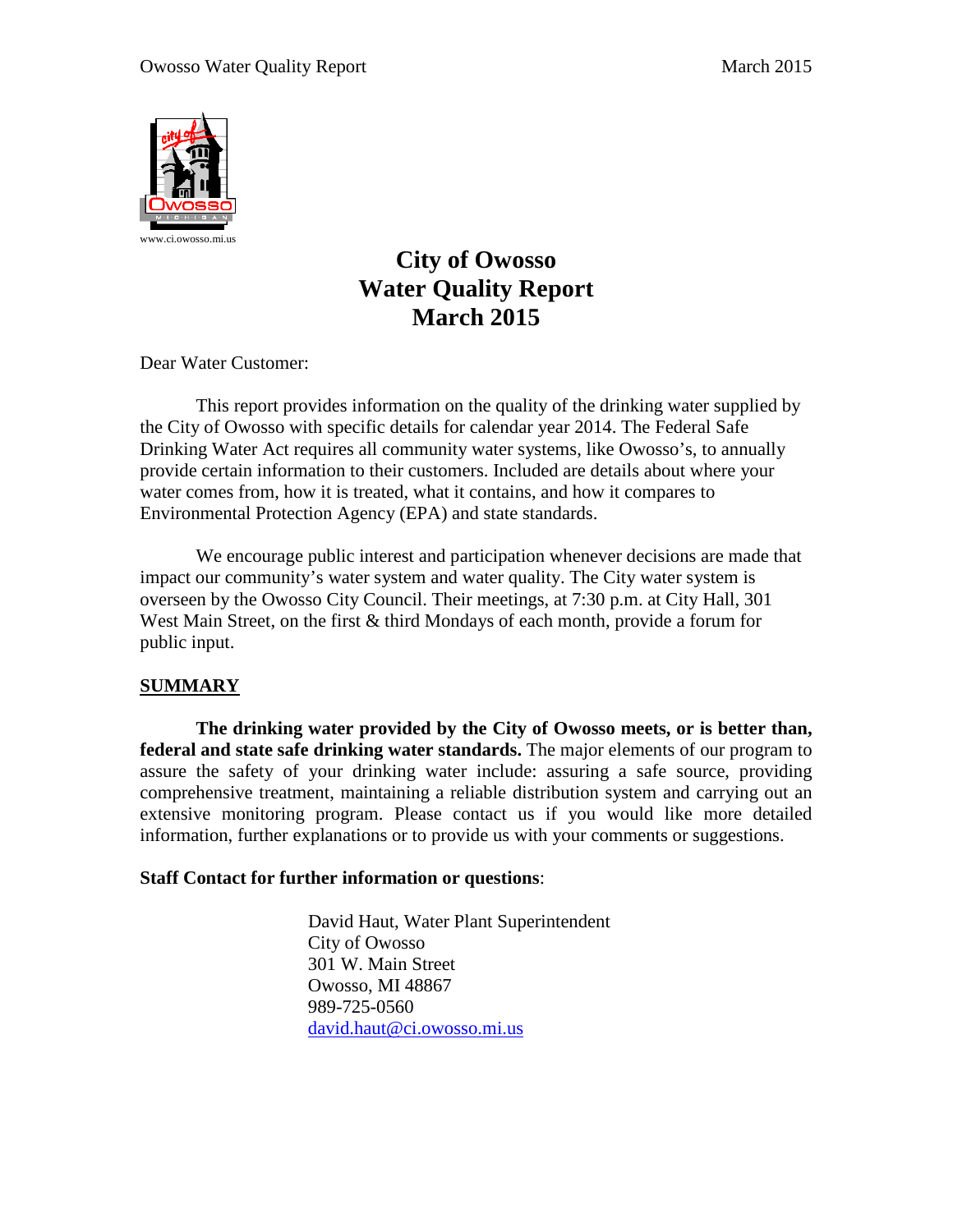www.ci.owosso.mi.us

# City of Owosso
# Water Quality Report
# March 2015

Dear Water Customer:

This report provides information on the quality of the drinking water supplied by the City of Owosso with specific details for calendar year 2014. The Federal Safe Drinking Water Act requires all community water systems, like Owosso's, to annually provide certain information to their customers. Included are details about where your water comes from, how it is treated, what it contains, and how it compares to Environmental Protection Agency (EPA) and state standards.

We encourage public interest and participation whenever decisions are made that impact our community's water system and water quality. The City water system is overseen by the Owosso City Council. Their meetings, at 7:30 p.m. at City Hall, 301 West Main Street, on the first & third Mondays of each month, provide a forum for public input.

## SUMMARY

**The drinking water provided by the City of Owosso meets, or is better than, federal and state safe drinking water standards.** The major elements of our program to assure the safety of your drinking water include: assuring a safe source, providing comprehensive treatment, maintaining a reliable distribution system and carrying out an extensive monitoring program. Please contact us if you would like more detailed information, further explanations or to provide us with your comments or suggestions.

**Staff Contact for further information or questions**:

David Haut, Water Plant Superintendent
City of Owosso
301 W. Main Street
Owosso, MI 48867
989-725-0560
david.haut@ci.owosso.mi.us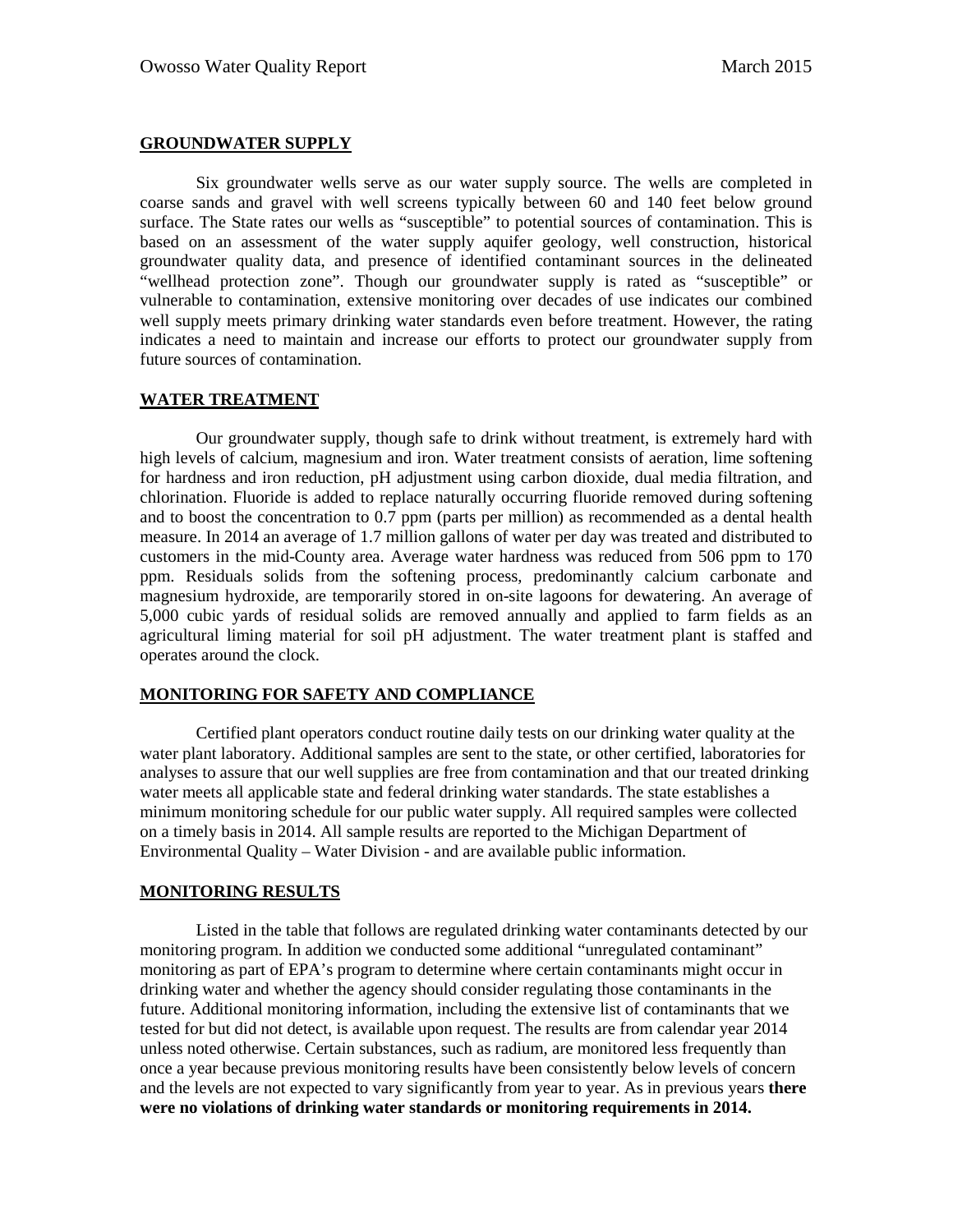## GROUNDWATER SUPPLY

Six groundwater wells serve as our water supply source. The wells are completed in coarse sands and gravel with well screens typically between 60 and 140 feet below ground surface. The State rates our wells as "susceptible" to potential sources of contamination. This is based on an assessment of the water supply aquifer geology, well construction, historical groundwater quality data, and presence of identified contaminant sources in the delineated "wellhead protection zone". Though our groundwater supply is rated as "susceptible" or vulnerable to contamination, extensive monitoring over decades of use indicates our combined well supply meets primary drinking water standards even before treatment. However, the rating indicates a need to maintain and increase our efforts to protect our groundwater supply from future sources of contamination.

## WATER TREATMENT

Our groundwater supply, though safe to drink without treatment, is extremely hard with high levels of calcium, magnesium and iron. Water treatment consists of aeration, lime softening for hardness and iron reduction, pH adjustment using carbon dioxide, dual media filtration, and chlorination. Fluoride is added to replace naturally occurring fluoride removed during softening and to boost the concentration to 0.7 ppm (parts per million) as recommended as a dental health measure. In 2014 an average of 1.7 million gallons of water per day was treated and distributed to customers in the mid-County area. Average water hardness was reduced from 506 ppm to 170 ppm. Residuals solids from the softening process, predominantly calcium carbonate and magnesium hydroxide, are temporarily stored in on-site lagoons for dewatering. An average of 5,000 cubic yards of residual solids are removed annually and applied to farm fields as an agricultural liming material for soil pH adjustment. The water treatment plant is staffed and operates around the clock.

## MONITORING FOR SAFETY AND COMPLIANCE

Certified plant operators conduct routine daily tests on our drinking water quality at the water plant laboratory. Additional samples are sent to the state, or other certified, laboratories for analyses to assure that our well supplies are free from contamination and that our treated drinking water meets all applicable state and federal drinking water standards. The state establishes a minimum monitoring schedule for our public water supply. All required samples were collected on a timely basis in 2014. All sample results are reported to the Michigan Department of Environmental Quality – Water Division - and are available public information.

## MONITORING RESULTS

Listed in the table that follows are regulated drinking water contaminants detected by our monitoring program. In addition we conducted some additional "unregulated contaminant" monitoring as part of EPA's program to determine where certain contaminants might occur in drinking water and whether the agency should consider regulating those contaminants in the future. Additional monitoring information, including the extensive list of contaminants that we tested for but did not detect, is available upon request. The results are from calendar year 2014 unless noted otherwise. Certain substances, such as radium, are monitored less frequently than once a year because previous monitoring results have been consistently below levels of concern and the levels are not expected to vary significantly from year to year. As in previous years **there were no violations of drinking water standards or monitoring requirements in 2014.**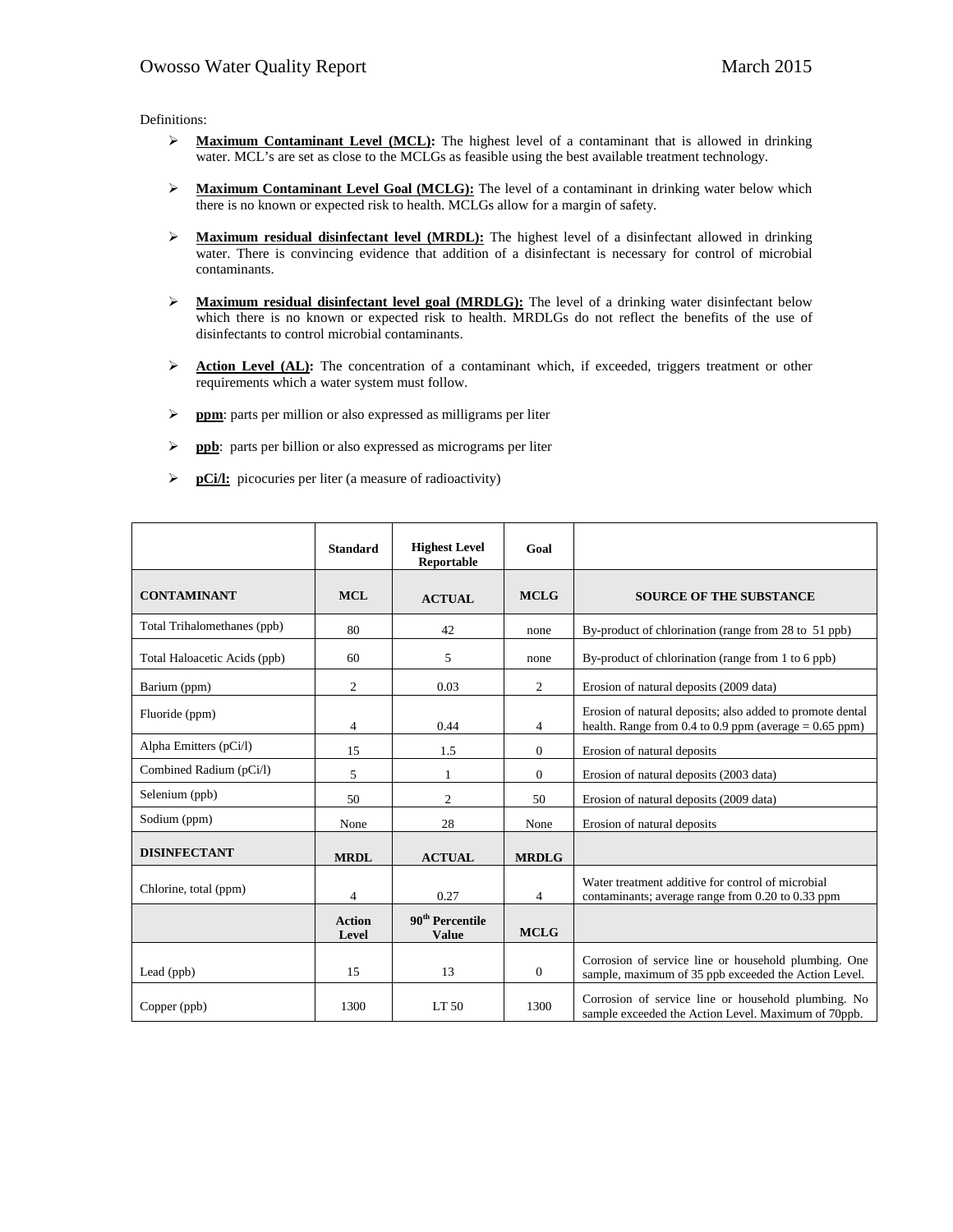Definitions:

- **Maximum Contaminant Level (MCL):** The highest level of a contaminant that is allowed in drinking water. MCL's are set as close to the MCLGs as feasible using the best available treatment technology.

- **Maximum Contaminant Level Goal (MCLG):** The level of a contaminant in drinking water below which there is no known or expected risk to health. MCLGs allow for a margin of safety.

- **Maximum residual disinfectant level (MRDL):** The highest level of a disinfectant allowed in drinking water. There is convincing evidence that addition of a disinfectant is necessary for control of microbial contaminants.

- **Maximum residual disinfectant level goal (MRDLG):** The level of a drinking water disinfectant below which there is no known or expected risk to health. MRDLGs do not reflect the benefits of the use of disinfectants to control microbial contaminants.

- **Action Level (AL):** The concentration of a contaminant which, if exceeded, triggers treatment or other requirements which a water system must follow.

- **ppm**: parts per million or also expressed as milligrams per liter

- **ppb**: parts per billion or also expressed as micrograms per liter

- **pCi/l:** picocuries per liter (a measure of radioactivity)

| | Standard | Highest Level Reportable | Goal | |
|---|---|---|---|---|
| **CONTAMINANT** | **MCL** | **ACTUAL** | **MCLG** | **SOURCE OF THE SUBSTANCE** |
| Total Trihalomethanes (ppb) | 80 | 42 | none | By-product of chlorination (range from 28 to 51 ppb) |
| Total Haloacetic Acids (ppb) | 60 | 5 | none | By-product of chlorination (range from 1 to 6 ppb) |
| Barium (ppm) | 2 | 0.03 | 2 | Erosion of natural deposits (2009 data) |
| Fluoride (ppm) | 4 | 0.44 | 4 | Erosion of natural deposits; also added to promote dental health. Range from 0.4 to 0.9 ppm (average = 0.65 ppm) |
| Alpha Emitters (pCi/l) | 15 | 1.5 | 0 | Erosion of natural deposits |
| Combined Radium (pCi/l) | 5 | 1 | 0 | Erosion of natural deposits (2003 data) |
| Selenium (ppb) | 50 | 2 | 50 | Erosion of natural deposits (2009 data) |
| Sodium (ppm) | None | 28 | None | Erosion of natural deposits |
| **DISINFECTANT** | **MRDL** | **ACTUAL** | **MRDLG** | |
| Chlorine, total (ppm) | 4 | 0.27 | 4 | Water treatment additive for control of microbial contaminants; average range from 0.20 to 0.33 ppm |
| | **Action Level** | **90th Percentile Value** | **MCLG** | |
| Lead (ppb) | 15 | 13 | 0 | Corrosion of service line or household plumbing. One sample, maximum of 35 ppb exceeded the Action Level. |
| Copper (ppb) | 1300 | LT 50 | 1300 | Corrosion of service line or household plumbing. No sample exceeded the Action Level. Maximum of 70ppb. |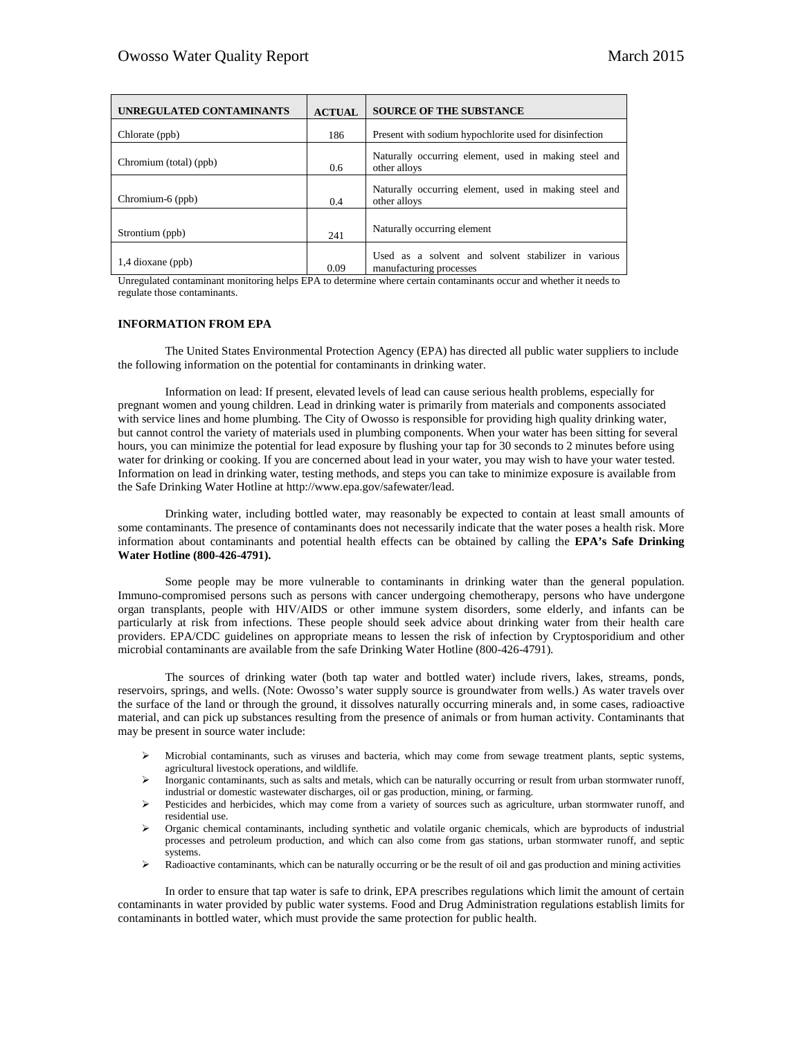| UNREGULATED CONTAMINANTS | ACTUAL | SOURCE OF THE SUBSTANCE |
|---|---|---|
| Chlorate (ppb) | 186 | Present with sodium hypochlorite used for disinfection |
| Chromium (total) (ppb) | 0.6 | Naturally occurring element, used in making steel and other alloys |
| Chromium-6 (ppb) | 0.4 | Naturally occurring element, used in making steel and other alloys |
| Strontium (ppb) | 241 | Naturally occurring element |
| 1,4 dioxane (ppb) | 0.09 | Used as a solvent and solvent stabilizer in various manufacturing processes |

Unregulated contaminant monitoring helps EPA to determine where certain contaminants occur and whether it needs to regulate those contaminants.

**INFORMATION FROM EPA**

The United States Environmental Protection Agency (EPA) has directed all public water suppliers to include the following information on the potential for contaminants in drinking water.

Information on lead: If present, elevated levels of lead can cause serious health problems, especially for pregnant women and young children. Lead in drinking water is primarily from materials and components associated with service lines and home plumbing. The City of Owosso is responsible for providing high quality drinking water, but cannot control the variety of materials used in plumbing components. When your water has been sitting for several hours, you can minimize the potential for lead exposure by flushing your tap for 30 seconds to 2 minutes before using water for drinking or cooking. If you are concerned about lead in your water, you may wish to have your water tested. Information on lead in drinking water, testing methods, and steps you can take to minimize exposure is available from the Safe Drinking Water Hotline at http://www.epa.gov/safewater/lead.

Drinking water, including bottled water, may reasonably be expected to contain at least small amounts of some contaminants. The presence of contaminants does not necessarily indicate that the water poses a health risk. More information about contaminants and potential health effects can be obtained by calling the **EPA's Safe Drinking Water Hotline (800-426-4791).**

Some people may be more vulnerable to contaminants in drinking water than the general population. Immuno-compromised persons such as persons with cancer undergoing chemotherapy, persons who have undergone organ transplants, people with HIV/AIDS or other immune system disorders, some elderly, and infants can be particularly at risk from infections. These people should seek advice about drinking water from their health care providers. EPA/CDC guidelines on appropriate means to lessen the risk of infection by Cryptosporidium and other microbial contaminants are available from the safe Drinking Water Hotline (800-426-4791).

The sources of drinking water (both tap water and bottled water) include rivers, lakes, streams, ponds, reservoirs, springs, and wells. (Note: Owosso's water supply source is groundwater from wells.) As water travels over the surface of the land or through the ground, it dissolves naturally occurring minerals and, in some cases, radioactive material, and can pick up substances resulting from the presence of animals or from human activity. Contaminants that may be present in source water include:

- Microbial contaminants, such as viruses and bacteria, which may come from sewage treatment plants, septic systems, agricultural livestock operations, and wildlife.
- Inorganic contaminants, such as salts and metals, which can be naturally occurring or result from urban stormwater runoff, industrial or domestic wastewater discharges, oil or gas production, mining, or farming.
- Pesticides and herbicides, which may come from a variety of sources such as agriculture, urban stormwater runoff, and residential use.
- Organic chemical contaminants, including synthetic and volatile organic chemicals, which are byproducts of industrial processes and petroleum production, and which can also come from gas stations, urban stormwater runoff, and septic systems.
- Radioactive contaminants, which can be naturally occurring or be the result of oil and gas production and mining activities

In order to ensure that tap water is safe to drink, EPA prescribes regulations which limit the amount of certain contaminants in water provided by public water systems. Food and Drug Administration regulations establish limits for contaminants in bottled water, which must provide the same protection for public health.